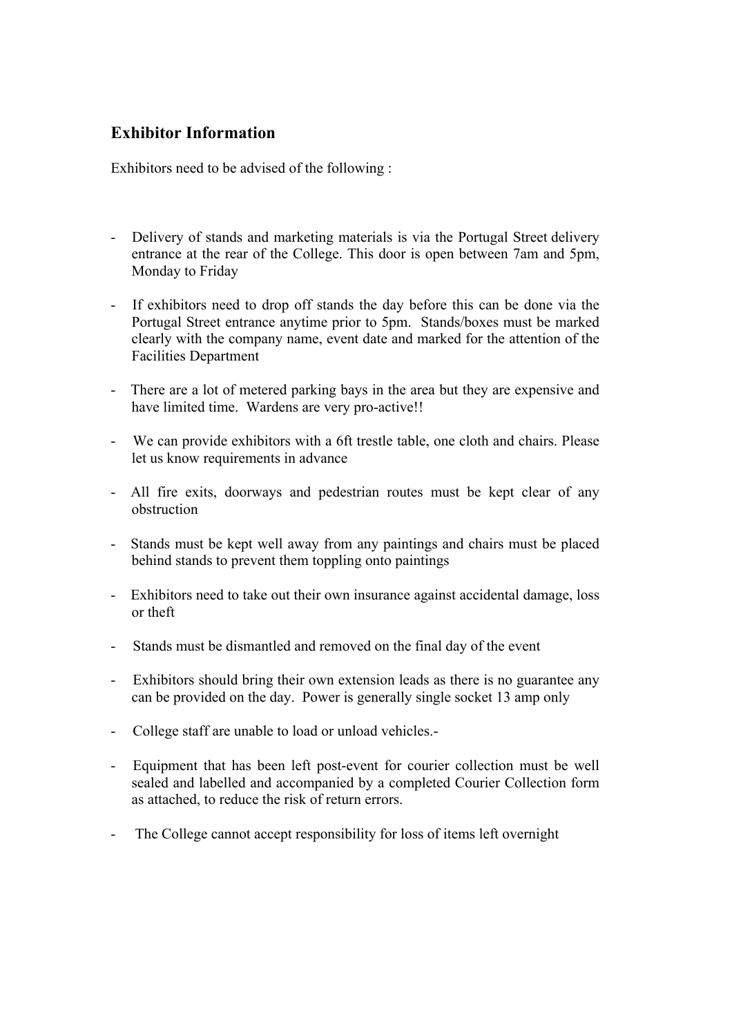## Exhibitor Information

Exhibitors need to be advised of the following :

- Delivery of stands and marketing materials is via the Portugal Street delivery entrance at the rear of the College. This door is open between 7am and 5pm, Monday to Friday
- If exhibitors need to drop off stands the day before this can be done via the Portugal Street entrance anytime prior to 5pm. Stands/boxes must be marked clearly with the company name, event date and marked for the attention of the Facilities Department
- There are a lot of metered parking bays in the area but they are expensive and have limited time. Wardens are very pro-active!!
- We can provide exhibitors with a 6ft trestle table, one cloth and chairs. Please let us know requirements in advance
- All fire exits, doorways and pedestrian routes must be kept clear of any obstruction
- Stands must be kept well away from any paintings and chairs must be placed behind stands to prevent them toppling onto paintings
- Exhibitors need to take out their own insurance against accidental damage, loss or theft
- Stands must be dismantled and removed on the final day of the event
- Exhibitors should bring their own extension leads as there is no guarantee any can be provided on the day. Power is generally single socket 13 amp only
- College staff are unable to load or unload vehicles.-
- Equipment that has been left post-event for courier collection must be well sealed and labelled and accompanied by a completed Courier Collection form as attached, to reduce the risk of return errors.
- The College cannot accept responsibility for loss of items left overnight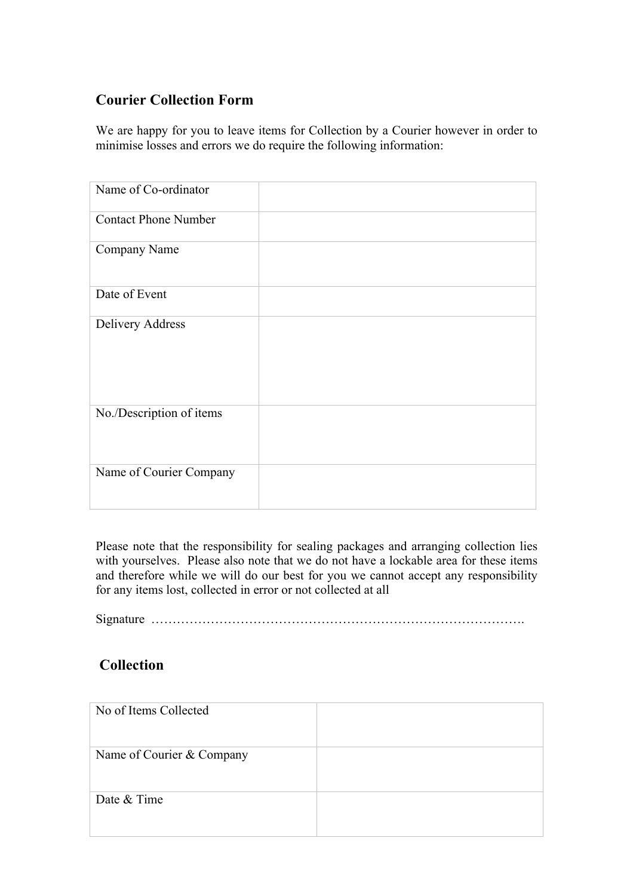## Courier Collection Form

We are happy for you to leave items for Collection by a Courier however in order to minimise losses and errors we do require the following information:

| | |
|---|---|
| Name of Co-ordinator | |
| Contact Phone Number | |
| Company Name | |
| Date of Event | |
| Delivery Address | |
| No./Description of items | |
| Name of Courier Company | |

Please note that the responsibility for sealing packages and arranging collection lies with yourselves. Please also note that we do not have a lockable area for these items and therefore while we will do our best for you we cannot accept any responsibility for any items lost, collected in error or not collected at all

Signature ………………………………………………………………………….

## Collection

| | |
|---|---|
| No of Items Collected | |
| Name of Courier & Company | |
| Date & Time | |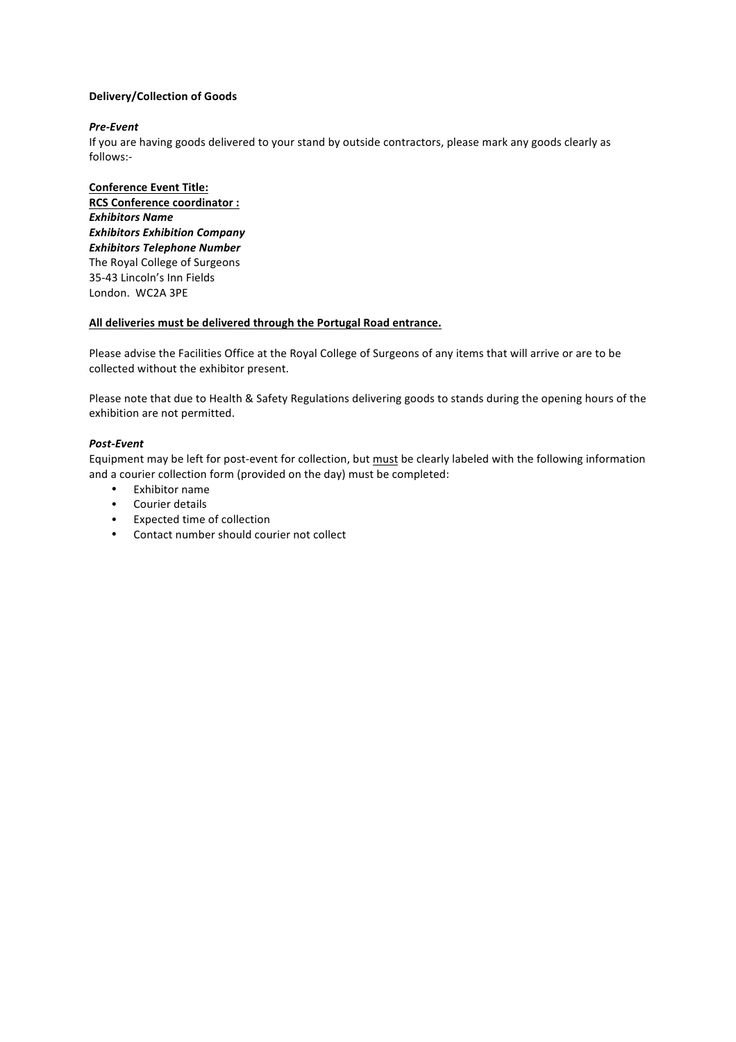**Delivery/Collection of Goods**

***Pre-Event***

If you are having goods delivered to your stand by outside contractors, please mark any goods clearly as follows:-

<u>**Conference Event Title:**</u>  
<u>**RCS Conference coordinator :**</u>  
***Exhibitors Name***  
***Exhibitors Exhibition Company***  
***Exhibitors Telephone Number***  
The Royal College of Surgeons  
35-43 Lincoln's Inn Fields  
London. WC2A 3PE

<u>**All deliveries must be delivered through the Portugal Road entrance.**</u>

Please advise the Facilities Office at the Royal College of Surgeons of any items that will arrive or are to be collected without the exhibitor present.

Please note that due to Health & Safety Regulations delivering goods to stands during the opening hours of the exhibition are not permitted.

***Post-Event***

Equipment may be left for post-event for collection, but <u>must</u> be clearly labeled with the following information and a courier collection form (provided on the day) must be completed:

- Exhibitor name
- Courier details
- Expected time of collection
- Contact number should courier not collect